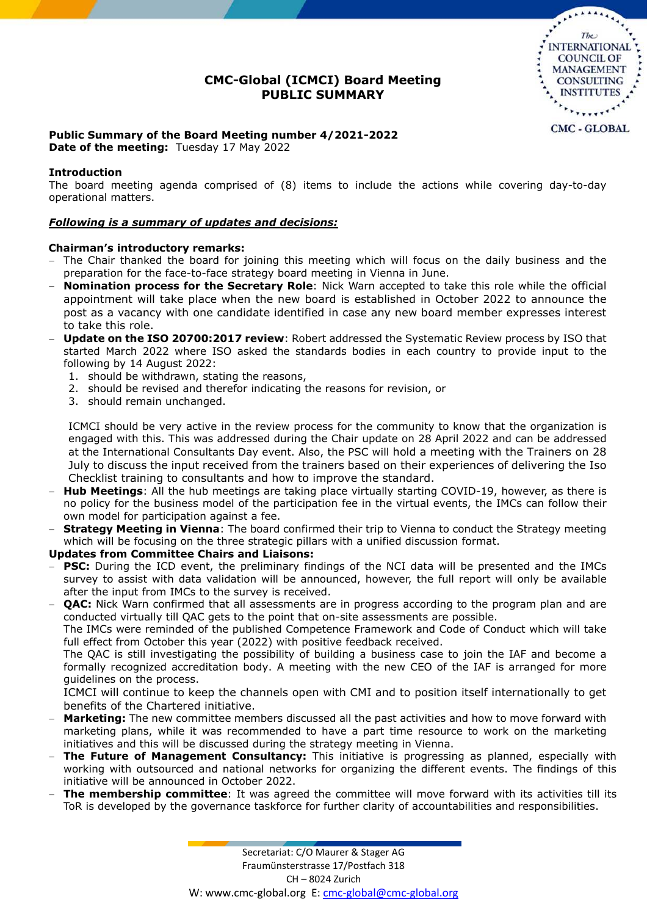# CMC-Global (ICMCI) Board Meeting
## PUBLIC SUMMARY

**Public Summary of the Board Meeting number 4/2021-2022**
**Date of the meeting:** Tuesday 17 May 2022

**Introduction**
The board meeting agenda comprised of (8) items to include the actions while covering day-to-day operational matters.

***Following is a summary of updates and decisions:***

**Chairman's introductory remarks:**

- The Chair thanked the board for joining this meeting which will focus on the daily business and the preparation for the face-to-face strategy board meeting in Vienna in June.
- **Nomination process for the Secretary Role**: Nick Warn accepted to take this role while the official appointment will take place when the new board is established in October 2022 to announce the post as a vacancy with one candidate identified in case any new board member expresses interest to take this role.
- **Update on the ISO 20700:2017 review**: Robert addressed the Systematic Review process by ISO that started March 2022 where ISO asked the standards bodies in each country to provide input to the following by 14 August 2022:
  1. should be withdrawn, stating the reasons,
  2. should be revised and therefor indicating the reasons for revision, or
  3. should remain unchanged.

  ICMCI should be very active in the review process for the community to know that the organization is engaged with this. This was addressed during the Chair update on 28 April 2022 and can be addressed at the International Consultants Day event. Also, the PSC will hold a meeting with the Trainers on 28 July to discuss the input received from the trainers based on their experiences of delivering the Iso Checklist training to consultants and how to improve the standard.
- **Hub Meetings**: All the hub meetings are taking place virtually starting COVID-19, however, as there is no policy for the business model of the participation fee in the virtual events, the IMCs can follow their own model for participation against a fee.
- **Strategy Meeting in Vienna**: The board confirmed their trip to Vienna to conduct the Strategy meeting which will be focusing on the three strategic pillars with a unified discussion format.

**Updates from Committee Chairs and Liaisons:**

- **PSC:** During the ICD event, the preliminary findings of the NCI data will be presented and the IMCs survey to assist with data validation will be announced, however, the full report will only be available after the input from IMCs to the survey is received.
- **QAC:** Nick Warn confirmed that all assessments are in progress according to the program plan and are conducted virtually till QAC gets to the point that on-site assessments are possible.
  The IMCs were reminded of the published Competence Framework and Code of Conduct which will take full effect from October this year (2022) with positive feedback received.
  The QAC is still investigating the possibility of building a business case to join the IAF and become a formally recognized accreditation body. A meeting with the new CEO of the IAF is arranged for more guidelines on the process.
  ICMCI will continue to keep the channels open with CMI and to position itself internationally to get benefits of the Chartered initiative.
- **Marketing:** The new committee members discussed all the past activities and how to move forward with marketing plans, while it was recommended to have a part time resource to work on the marketing initiatives and this will be discussed during the strategy meeting in Vienna.
- **The Future of Management Consultancy:** This initiative is progressing as planned, especially with working with outsourced and national networks for organizing the different events. The findings of this initiative will be announced in October 2022.
- **The membership committee**: It was agreed the committee will move forward with its activities till its ToR is developed by the governance taskforce for further clarity of accountabilities and responsibilities.

Secretariat: C/O Maurer & Stager AG
Fraumünsterstrasse 17/Postfach 318
CH – 8024 Zurich
W: www.cmc-global.org E: cmc-global@cmc-global.org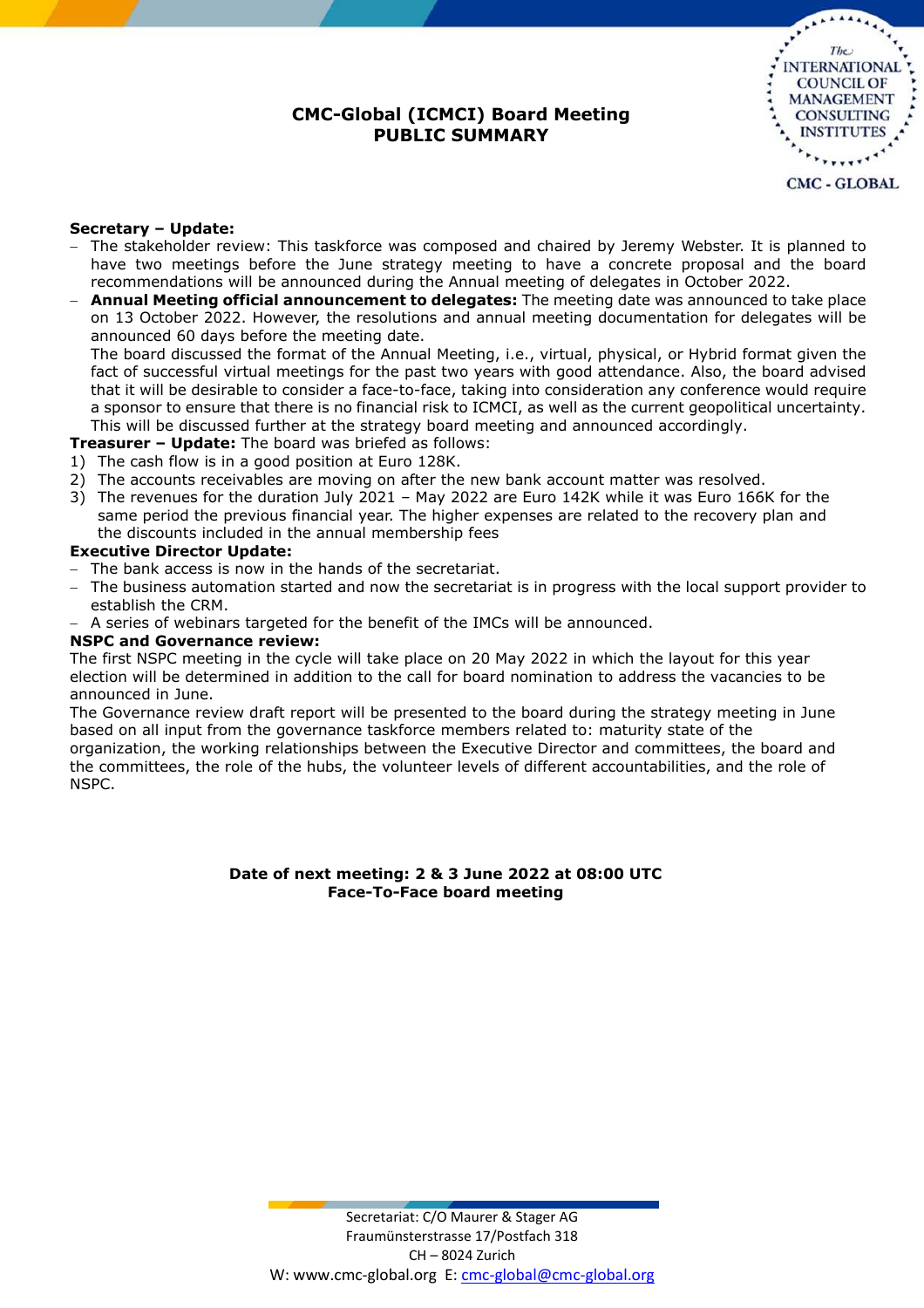**CMC-Global (ICMCI) Board Meeting**
**PUBLIC SUMMARY**

**Secretary – Update:**

- The stakeholder review: This taskforce was composed and chaired by Jeremy Webster. It is planned to have two meetings before the June strategy meeting to have a concrete proposal and the board recommendations will be announced during the Annual meeting of delegates in October 2022.
- **Annual Meeting official announcement to delegates:** The meeting date was announced to take place on 13 October 2022. However, the resolutions and annual meeting documentation for delegates will be announced 60 days before the meeting date.
  The board discussed the format of the Annual Meeting, i.e., virtual, physical, or Hybrid format given the fact of successful virtual meetings for the past two years with good attendance. Also, the board advised that it will be desirable to consider a face-to-face, taking into consideration any conference would require a sponsor to ensure that there is no financial risk to ICMCI, as well as the current geopolitical uncertainty. This will be discussed further at the strategy board meeting and announced accordingly.

**Treasurer – Update:** The board was briefed as follows:

1) The cash flow is in a good position at Euro 128K.
2) The accounts receivables are moving on after the new bank account matter was resolved.
3) The revenues for the duration July 2021 – May 2022 are Euro 142K while it was Euro 166K for the same period the previous financial year. The higher expenses are related to the recovery plan and the discounts included in the annual membership fees

**Executive Director Update:**

- The bank access is now in the hands of the secretariat.
- The business automation started and now the secretariat is in progress with the local support provider to establish the CRM.
- A series of webinars targeted for the benefit of the IMCs will be announced.

**NSPC and Governance review:**

The first NSPC meeting in the cycle will take place on 20 May 2022 in which the layout for this year election will be determined in addition to the call for board nomination to address the vacancies to be announced in June.

The Governance review draft report will be presented to the board during the strategy meeting in June based on all input from the governance taskforce members related to: maturity state of the organization, the working relationships between the Executive Director and committees, the board and the committees, the role of the hubs, the volunteer levels of different accountabilities, and the role of NSPC.

**Date of next meeting: 2 & 3 June 2022 at 08:00 UTC**
**Face-To-Face board meeting**

Secretariat: C/O Maurer & Stager AG
Fraumünsterstrasse 17/Postfach 318
CH – 8024 Zurich
W: www.cmc-global.org E: cmc-global@cmc-global.org